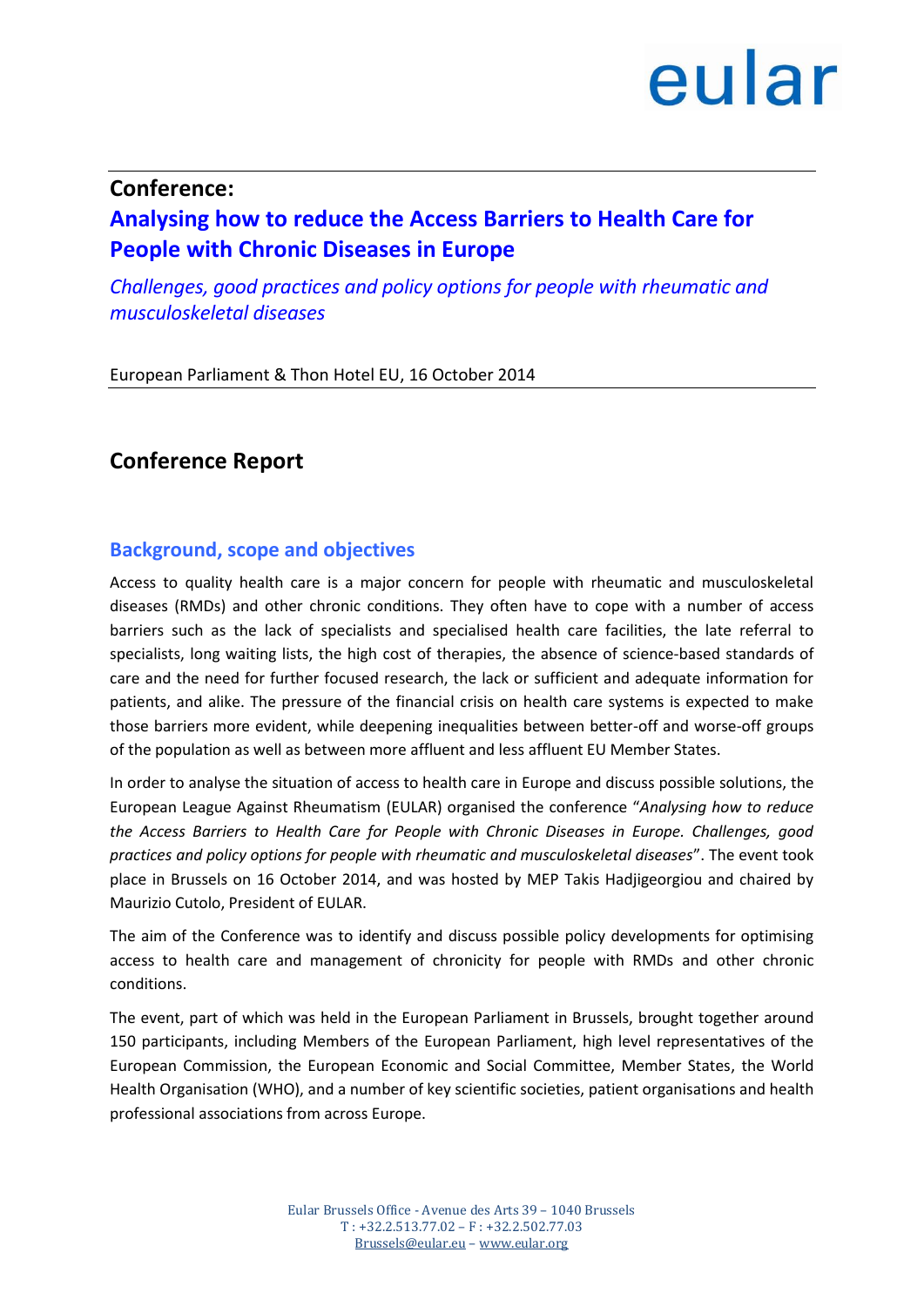eular

**Conference:**

# Analysing how to reduce the Access Barriers to Health Care for People with Chronic Diseases in Europe

*Challenges, good practices and policy options for people with rheumatic and musculoskeletal diseases*

European Parliament & Thon Hotel EU, 16 October 2014

## Conference Report

### Background, scope and objectives

Access to quality health care is a major concern for people with rheumatic and musculoskeletal diseases (RMDs) and other chronic conditions. They often have to cope with a number of access barriers such as the lack of specialists and specialised health care facilities, the late referral to specialists, long waiting lists, the high cost of therapies, the absence of science-based standards of care and the need for further focused research, the lack or sufficient and adequate information for patients, and alike. The pressure of the financial crisis on health care systems is expected to make those barriers more evident, while deepening inequalities between better-off and worse-off groups of the population as well as between more affluent and less affluent EU Member States.

In order to analyse the situation of access to health care in Europe and discuss possible solutions, the European League Against Rheumatism (EULAR) organised the conference "*Analysing how to reduce the Access Barriers to Health Care for People with Chronic Diseases in Europe. Challenges, good practices and policy options for people with rheumatic and musculoskeletal diseases*". The event took place in Brussels on 16 October 2014, and was hosted by MEP Takis Hadjigeorgiou and chaired by Maurizio Cutolo, President of EULAR.

The aim of the Conference was to identify and discuss possible policy developments for optimising access to health care and management of chronicity for people with RMDs and other chronic conditions.

The event, part of which was held in the European Parliament in Brussels, brought together around 150 participants, including Members of the European Parliament, high level representatives of the European Commission, the European Economic and Social Committee, Member States, the World Health Organisation (WHO), and a number of key scientific societies, patient organisations and health professional associations from across Europe.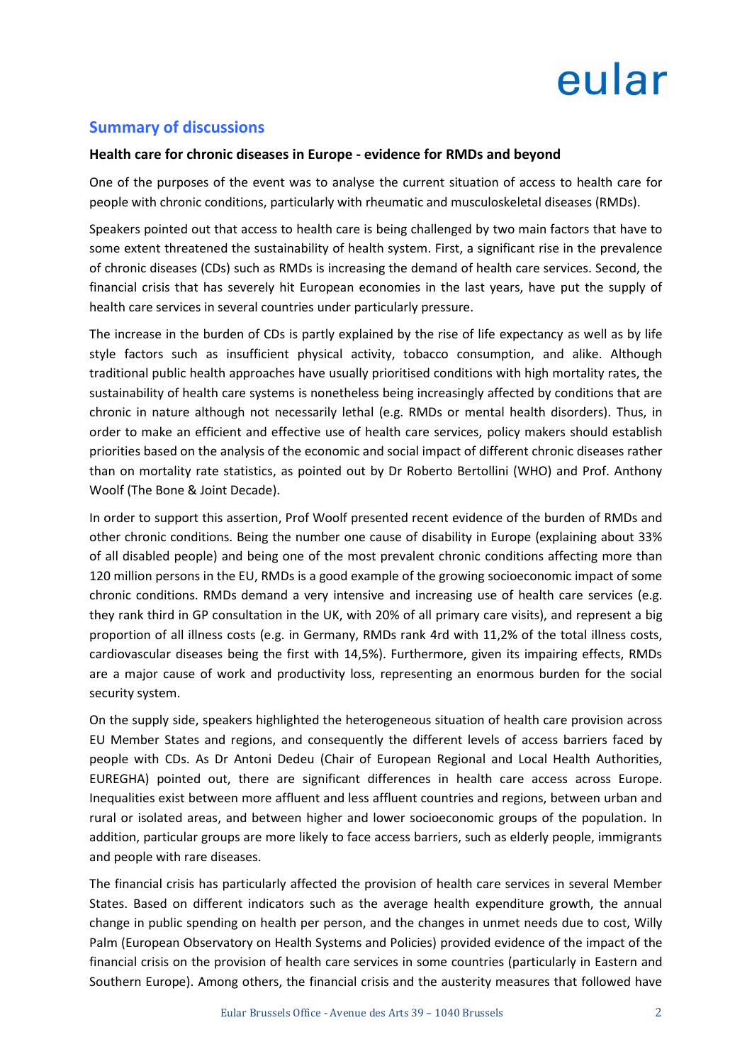## Summary of discussions

### Health care for chronic diseases in Europe - evidence for RMDs and beyond

One of the purposes of the event was to analyse the current situation of access to health care for people with chronic conditions, particularly with rheumatic and musculoskeletal diseases (RMDs).

Speakers pointed out that access to health care is being challenged by two main factors that have to some extent threatened the sustainability of health system. First, a significant rise in the prevalence of chronic diseases (CDs) such as RMDs is increasing the demand of health care services. Second, the financial crisis that has severely hit European economies in the last years, have put the supply of health care services in several countries under particularly pressure.

The increase in the burden of CDs is partly explained by the rise of life expectancy as well as by life style factors such as insufficient physical activity, tobacco consumption, and alike. Although traditional public health approaches have usually prioritised conditions with high mortality rates, the sustainability of health care systems is nonetheless being increasingly affected by conditions that are chronic in nature although not necessarily lethal (e.g. RMDs or mental health disorders). Thus, in order to make an efficient and effective use of health care services, policy makers should establish priorities based on the analysis of the economic and social impact of different chronic diseases rather than on mortality rate statistics, as pointed out by Dr Roberto Bertollini (WHO) and Prof. Anthony Woolf (The Bone & Joint Decade).

In order to support this assertion, Prof Woolf presented recent evidence of the burden of RMDs and other chronic conditions. Being the number one cause of disability in Europe (explaining about 33% of all disabled people) and being one of the most prevalent chronic conditions affecting more than 120 million persons in the EU, RMDs is a good example of the growing socioeconomic impact of some chronic conditions. RMDs demand a very intensive and increasing use of health care services (e.g. they rank third in GP consultation in the UK, with 20% of all primary care visits), and represent a big proportion of all illness costs (e.g. in Germany, RMDs rank 4rd with 11,2% of the total illness costs, cardiovascular diseases being the first with 14,5%). Furthermore, given its impairing effects, RMDs are a major cause of work and productivity loss, representing an enormous burden for the social security system.

On the supply side, speakers highlighted the heterogeneous situation of health care provision across EU Member States and regions, and consequently the different levels of access barriers faced by people with CDs. As Dr Antoni Dedeu (Chair of European Regional and Local Health Authorities, EUREGHA) pointed out, there are significant differences in health care access across Europe. Inequalities exist between more affluent and less affluent countries and regions, between urban and rural or isolated areas, and between higher and lower socioeconomic groups of the population. In addition, particular groups are more likely to face access barriers, such as elderly people, immigrants and people with rare diseases.

The financial crisis has particularly affected the provision of health care services in several Member States. Based on different indicators such as the average health expenditure growth, the annual change in public spending on health per person, and the changes in unmet needs due to cost, Willy Palm (European Observatory on Health Systems and Policies) provided evidence of the impact of the financial crisis on the provision of health care services in some countries (particularly in Eastern and Southern Europe). Among others, the financial crisis and the austerity measures that followed have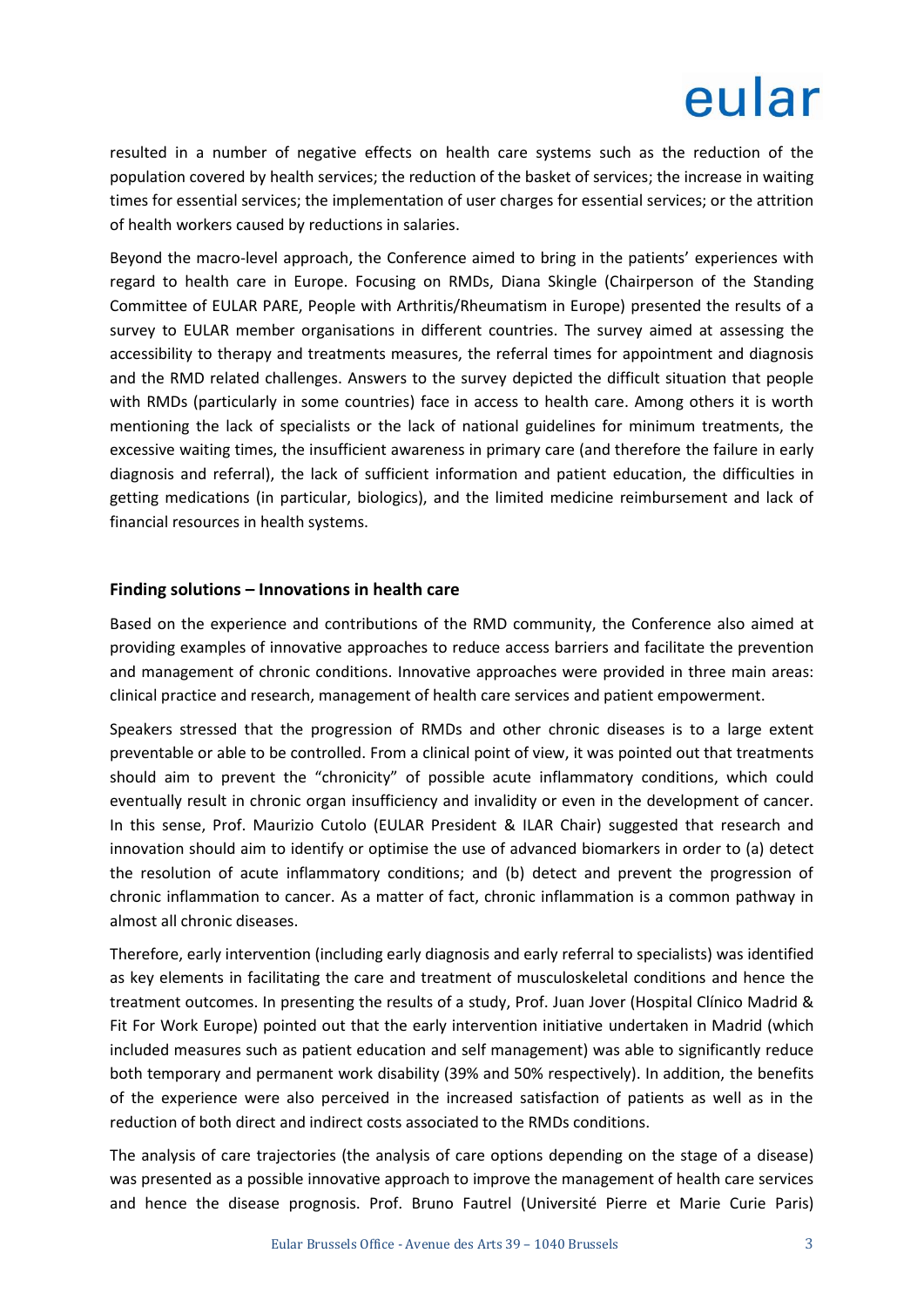resulted in a number of negative effects on health care systems such as the reduction of the population covered by health services; the reduction of the basket of services; the increase in waiting times for essential services; the implementation of user charges for essential services; or the attrition of health workers caused by reductions in salaries.

Beyond the macro-level approach, the Conference aimed to bring in the patients' experiences with regard to health care in Europe. Focusing on RMDs, Diana Skingle (Chairperson of the Standing Committee of EULAR PARE, People with Arthritis/Rheumatism in Europe) presented the results of a survey to EULAR member organisations in different countries. The survey aimed at assessing the accessibility to therapy and treatments measures, the referral times for appointment and diagnosis and the RMD related challenges. Answers to the survey depicted the difficult situation that people with RMDs (particularly in some countries) face in access to health care. Among others it is worth mentioning the lack of specialists or the lack of national guidelines for minimum treatments, the excessive waiting times, the insufficient awareness in primary care (and therefore the failure in early diagnosis and referral), the lack of sufficient information and patient education, the difficulties in getting medications (in particular, biologics), and the limited medicine reimbursement and lack of financial resources in health systems.

## Finding solutions – Innovations in health care

Based on the experience and contributions of the RMD community, the Conference also aimed at providing examples of innovative approaches to reduce access barriers and facilitate the prevention and management of chronic conditions. Innovative approaches were provided in three main areas: clinical practice and research, management of health care services and patient empowerment.

Speakers stressed that the progression of RMDs and other chronic diseases is to a large extent preventable or able to be controlled. From a clinical point of view, it was pointed out that treatments should aim to prevent the "chronicity" of possible acute inflammatory conditions, which could eventually result in chronic organ insufficiency and invalidity or even in the development of cancer. In this sense, Prof. Maurizio Cutolo (EULAR President & ILAR Chair) suggested that research and innovation should aim to identify or optimise the use of advanced biomarkers in order to (a) detect the resolution of acute inflammatory conditions; and (b) detect and prevent the progression of chronic inflammation to cancer. As a matter of fact, chronic inflammation is a common pathway in almost all chronic diseases.

Therefore, early intervention (including early diagnosis and early referral to specialists) was identified as key elements in facilitating the care and treatment of musculoskeletal conditions and hence the treatment outcomes. In presenting the results of a study, Prof. Juan Jover (Hospital Clínico Madrid & Fit For Work Europe) pointed out that the early intervention initiative undertaken in Madrid (which included measures such as patient education and self management) was able to significantly reduce both temporary and permanent work disability (39% and 50% respectively). In addition, the benefits of the experience were also perceived in the increased satisfaction of patients as well as in the reduction of both direct and indirect costs associated to the RMDs conditions.

The analysis of care trajectories (the analysis of care options depending on the stage of a disease) was presented as a possible innovative approach to improve the management of health care services and hence the disease prognosis. Prof. Bruno Fautrel (Université Pierre et Marie Curie Paris)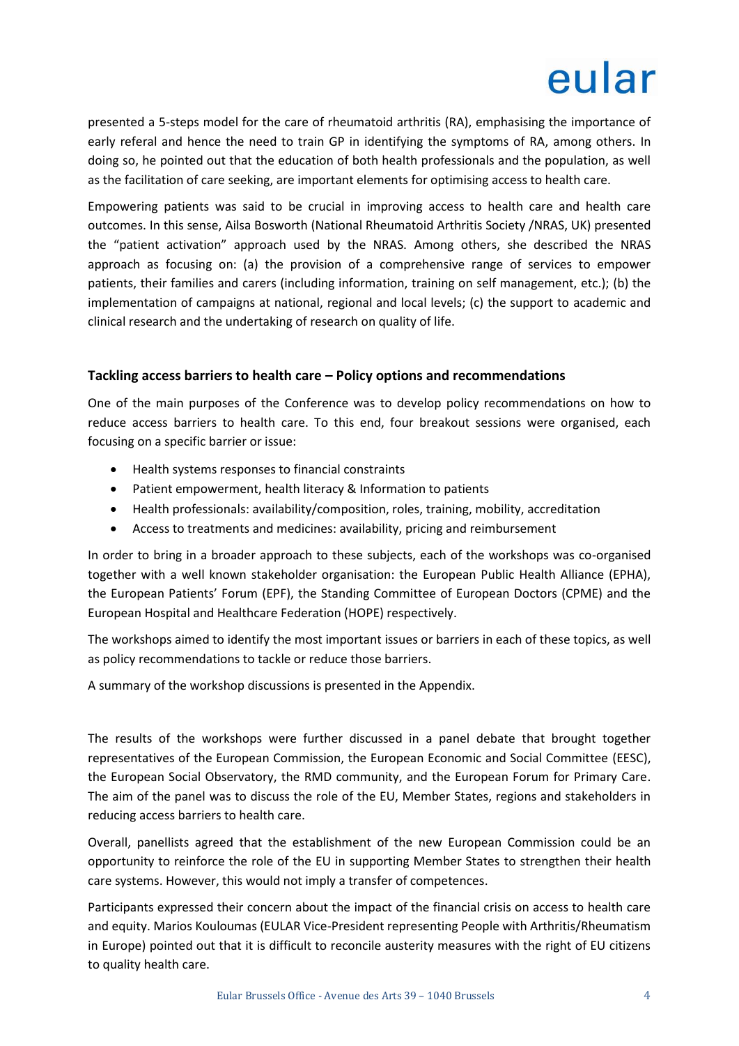presented a 5-steps model for the care of rheumatoid arthritis (RA), emphasising the importance of early referal and hence the need to train GP in identifying the symptoms of RA, among others. In doing so, he pointed out that the education of both health professionals and the population, as well as the facilitation of care seeking, are important elements for optimising access to health care.

Empowering patients was said to be crucial in improving access to health care and health care outcomes. In this sense, Ailsa Bosworth (National Rheumatoid Arthritis Society /NRAS, UK) presented the "patient activation" approach used by the NRAS. Among others, she described the NRAS approach as focusing on: (a) the provision of a comprehensive range of services to empower patients, their families and carers (including information, training on self management, etc.); (b) the implementation of campaigns at national, regional and local levels; (c) the support to academic and clinical research and the undertaking of research on quality of life.

### Tackling access barriers to health care – Policy options and recommendations

One of the main purposes of the Conference was to develop policy recommendations on how to reduce access barriers to health care. To this end, four breakout sessions were organised, each focusing on a specific barrier or issue:

- Health systems responses to financial constraints
- Patient empowerment, health literacy & Information to patients
- Health professionals: availability/composition, roles, training, mobility, accreditation
- Access to treatments and medicines: availability, pricing and reimbursement

In order to bring in a broader approach to these subjects, each of the workshops was co-organised together with a well known stakeholder organisation: the European Public Health Alliance (EPHA), the European Patients' Forum (EPF), the Standing Committee of European Doctors (CPME) and the European Hospital and Healthcare Federation (HOPE) respectively.

The workshops aimed to identify the most important issues or barriers in each of these topics, as well as policy recommendations to tackle or reduce those barriers.

A summary of the workshop discussions is presented in the Appendix.

The results of the workshops were further discussed in a panel debate that brought together representatives of the European Commission, the European Economic and Social Committee (EESC), the European Social Observatory, the RMD community, and the European Forum for Primary Care. The aim of the panel was to discuss the role of the EU, Member States, regions and stakeholders in reducing access barriers to health care.

Overall, panellists agreed that the establishment of the new European Commission could be an opportunity to reinforce the role of the EU in supporting Member States to strengthen their health care systems. However, this would not imply a transfer of competences.

Participants expressed their concern about the impact of the financial crisis on access to health care and equity. Marios Kouloumas (EULAR Vice-President representing People with Arthritis/Rheumatism in Europe) pointed out that it is difficult to reconcile austerity measures with the right of EU citizens to quality health care.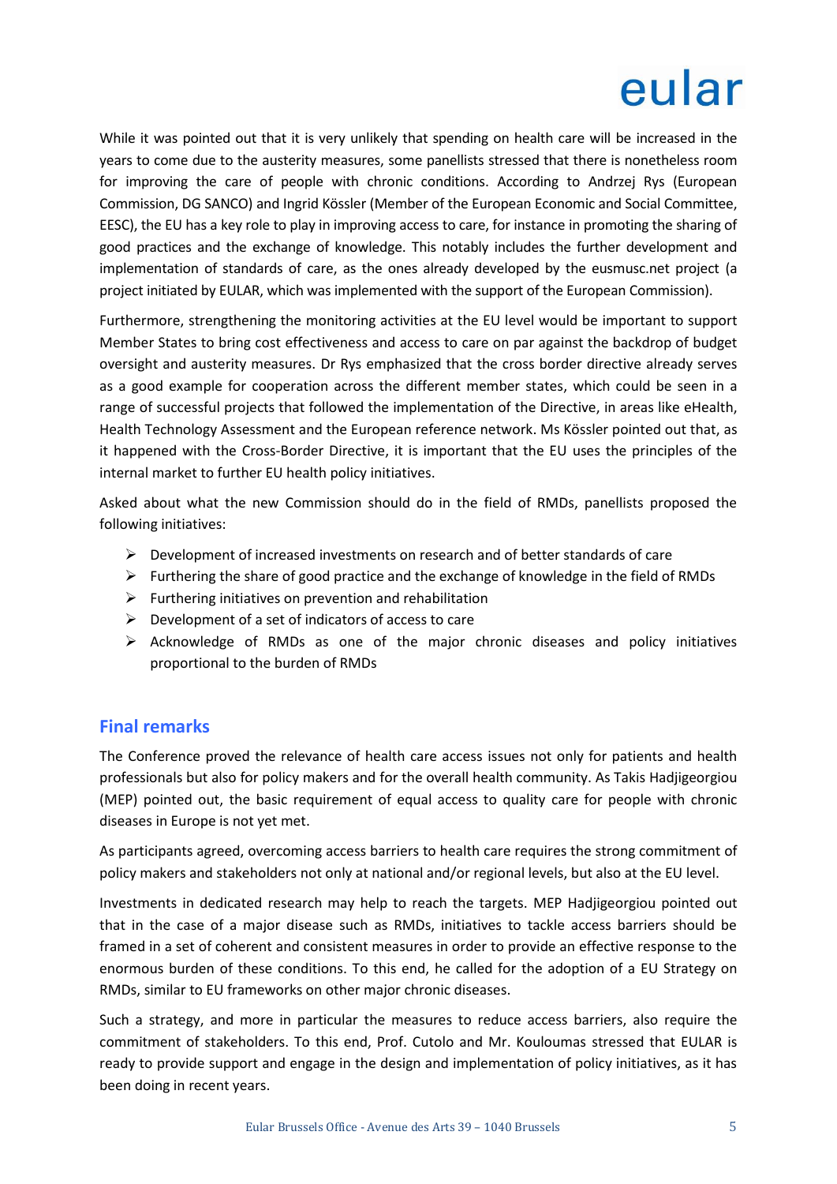While it was pointed out that it is very unlikely that spending on health care will be increased in the years to come due to the austerity measures, some panellists stressed that there is nonetheless room for improving the care of people with chronic conditions. According to Andrzej Rys (European Commission, DG SANCO) and Ingrid Kössler (Member of the European Economic and Social Committee, EESC), the EU has a key role to play in improving access to care, for instance in promoting the sharing of good practices and the exchange of knowledge. This notably includes the further development and implementation of standards of care, as the ones already developed by the eusmusc.net project (a project initiated by EULAR, which was implemented with the support of the European Commission).

Furthermore, strengthening the monitoring activities at the EU level would be important to support Member States to bring cost effectiveness and access to care on par against the backdrop of budget oversight and austerity measures. Dr Rys emphasized that the cross border directive already serves as a good example for cooperation across the different member states, which could be seen in a range of successful projects that followed the implementation of the Directive, in areas like eHealth, Health Technology Assessment and the European reference network. Ms Kössler pointed out that, as it happened with the Cross-Border Directive, it is important that the EU uses the principles of the internal market to further EU health policy initiatives.

Asked about what the new Commission should do in the field of RMDs, panellists proposed the following initiatives:

- Development of increased investments on research and of better standards of care
- Furthering the share of good practice and the exchange of knowledge in the field of RMDs
- Furthering initiatives on prevention and rehabilitation
- Development of a set of indicators of access to care
- Acknowledge of RMDs as one of the major chronic diseases and policy initiatives proportional to the burden of RMDs

## Final remarks

The Conference proved the relevance of health care access issues not only for patients and health professionals but also for policy makers and for the overall health community. As Takis Hadjigeorgiou (MEP) pointed out, the basic requirement of equal access to quality care for people with chronic diseases in Europe is not yet met.

As participants agreed, overcoming access barriers to health care requires the strong commitment of policy makers and stakeholders not only at national and/or regional levels, but also at the EU level.

Investments in dedicated research may help to reach the targets. MEP Hadjigeorgiou pointed out that in the case of a major disease such as RMDs, initiatives to tackle access barriers should be framed in a set of coherent and consistent measures in order to provide an effective response to the enormous burden of these conditions. To this end, he called for the adoption of a EU Strategy on RMDs, similar to EU frameworks on other major chronic diseases.

Such a strategy, and more in particular the measures to reduce access barriers, also require the commitment of stakeholders. To this end, Prof. Cutolo and Mr. Kouloumas stressed that EULAR is ready to provide support and engage in the design and implementation of policy initiatives, as it has been doing in recent years.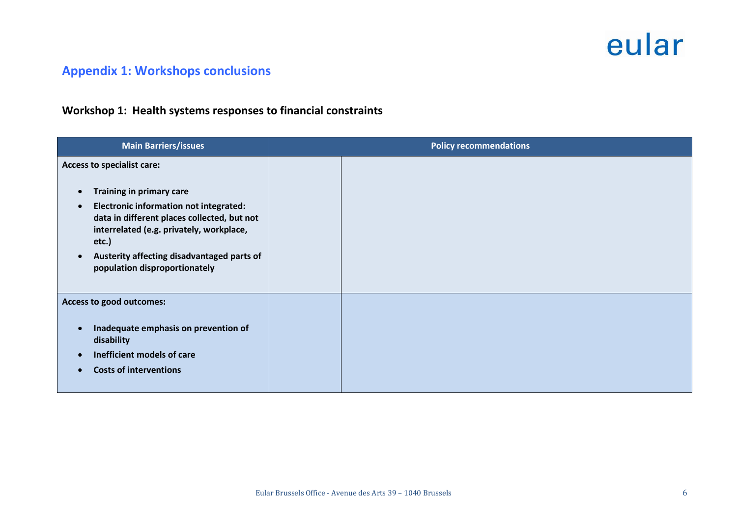## Appendix 1: Workshops conclusions

### Workshop 1: Health systems responses to financial constraints

| Main Barriers/issues | Policy recommendations | |
|---|---|---|
| **Access to specialist care:**<br><br>• **Training in primary care**<br>• **Electronic information not integrated: data in different places collected, but not interrelated (e.g. privately, workplace, etc.)**<br>• **Austerity affecting disadvantaged parts of population disproportionately** | | |
| **Access to good outcomes:**<br><br>• **Inadequate emphasis on prevention of disability**<br>• **Inefficient models of care**<br>• **Costs of interventions** | | |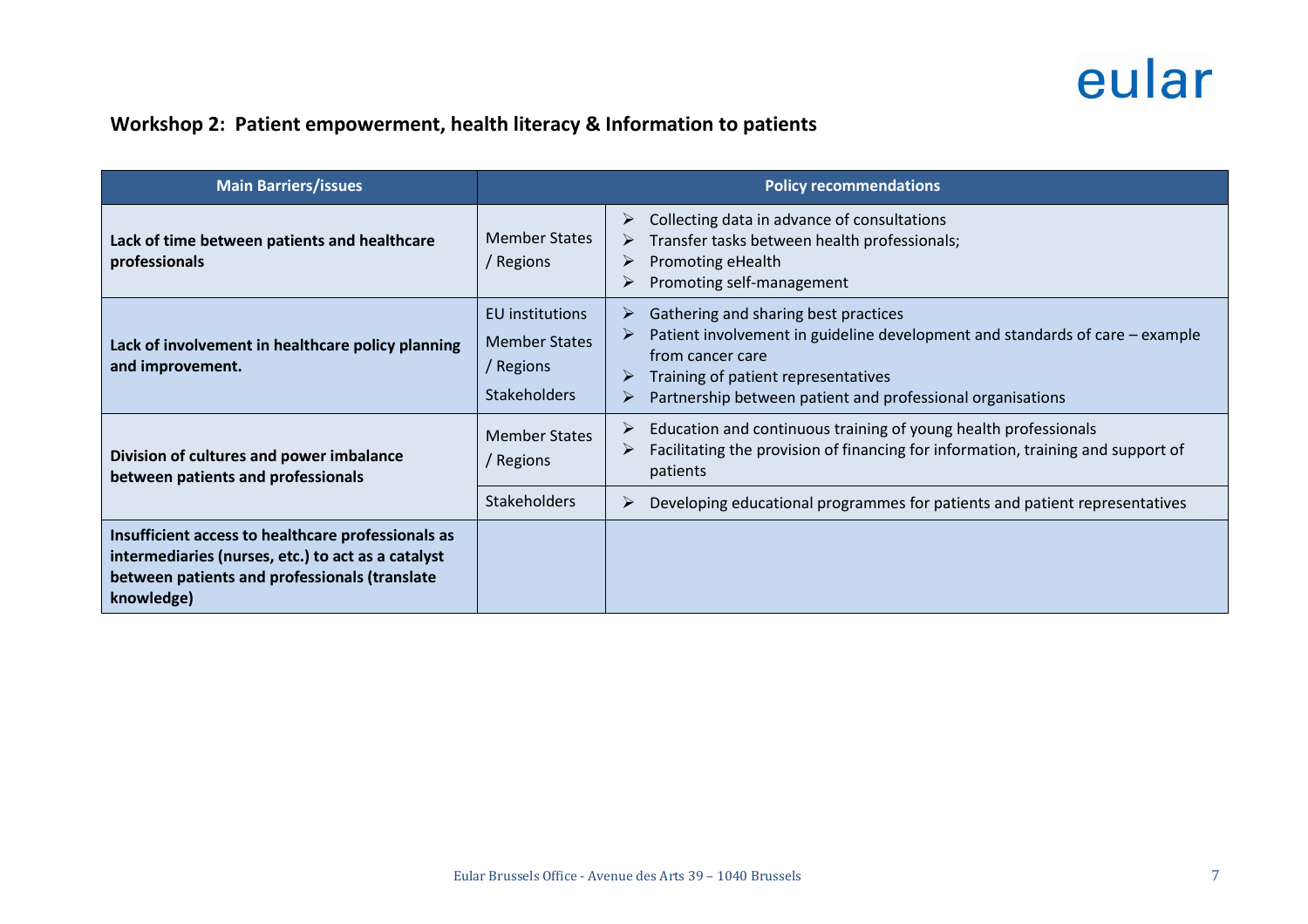## Workshop 2: Patient empowerment, health literacy & Information to patients

| Main Barriers/issues | Policy recommendations | |
|---|---|---|
| **Lack of time between patients and healthcare professionals** | Member States / Regions | ➢ Collecting data in advance of consultations<br>➢ Transfer tasks between health professionals;<br>➢ Promoting eHealth<br>➢ Promoting self-management |
| **Lack of involvement in healthcare policy planning and improvement.** | EU institutions<br>Member States / Regions<br>Stakeholders | ➢ Gathering and sharing best practices<br>➢ Patient involvement in guideline development and standards of care – example from cancer care<br>➢ Training of patient representatives<br>➢ Partnership between patient and professional organisations |
| **Division of cultures and power imbalance between patients and professionals** | Member States / Regions | ➢ Education and continuous training of young health professionals<br>➢ Facilitating the provision of financing for information, training and support of patients |
| | Stakeholders | ➢ Developing educational programmes for patients and patient representatives |
| **Insufficient access to healthcare professionals as intermediaries (nurses, etc.) to act as a catalyst between patients and professionals (translate knowledge)** | | |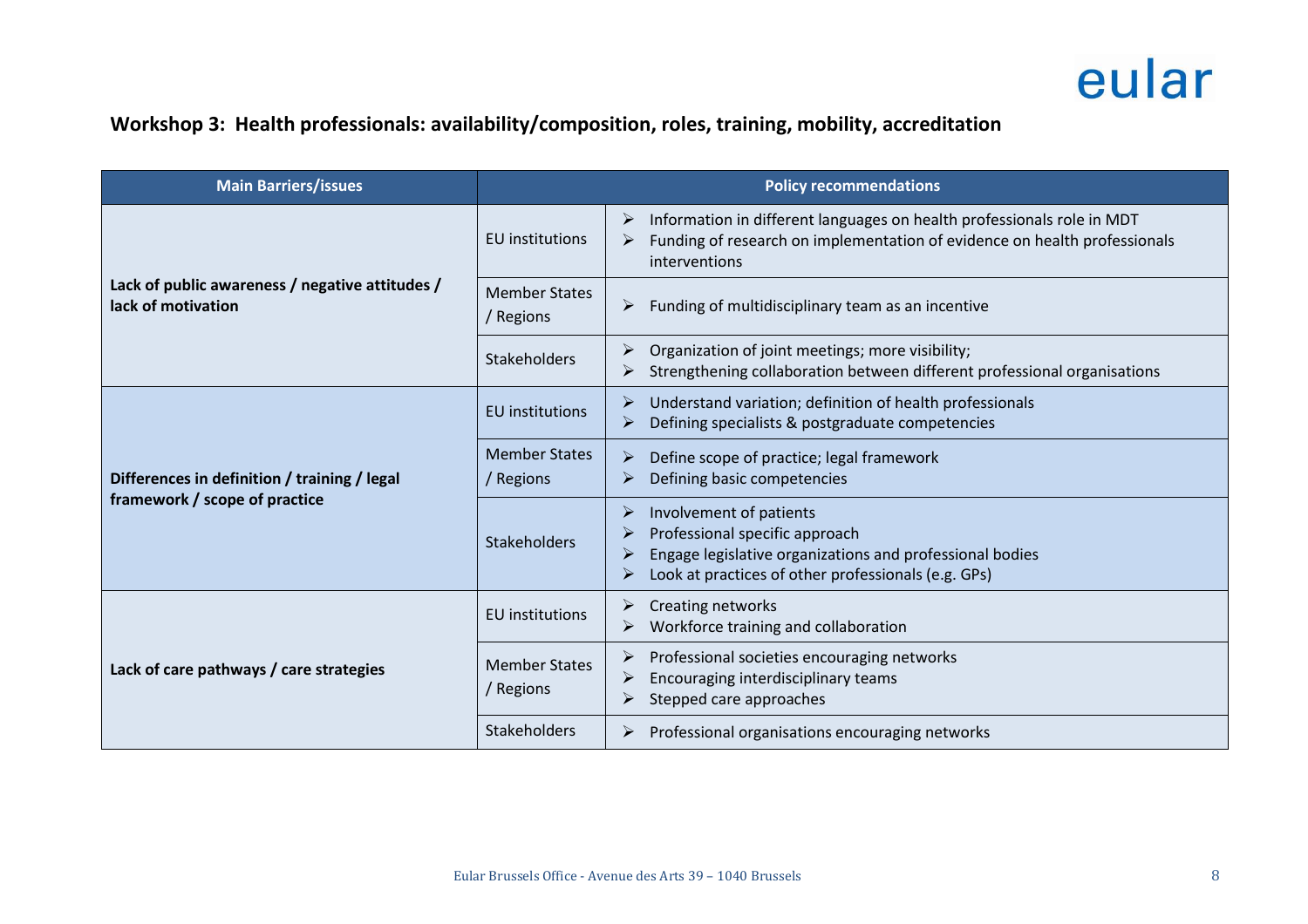**Workshop 3: Health professionals: availability/composition, roles, training, mobility, accreditation**

| Main Barriers/issues | Policy recommendations | |
|---|---|---|
| **Lack of public awareness / negative attitudes / lack of motivation** | EU institutions | ➢ Information in different languages on health professionals role in MDT<br>➢ Funding of research on implementation of evidence on health professionals interventions |
| | Member States / Regions | ➢ Funding of multidisciplinary team as an incentive |
| | Stakeholders | ➢ Organization of joint meetings; more visibility;<br>➢ Strengthening collaboration between different professional organisations |
| **Differences in definition / training / legal framework / scope of practice** | EU institutions | ➢ Understand variation; definition of health professionals<br>➢ Defining specialists & postgraduate competencies |
| | Member States / Regions | ➢ Define scope of practice; legal framework<br>➢ Defining basic competencies |
| | Stakeholders | ➢ Involvement of patients<br>➢ Professional specific approach<br>➢ Engage legislative organizations and professional bodies<br>➢ Look at practices of other professionals (e.g. GPs) |
| **Lack of care pathways / care strategies** | EU institutions | ➢ Creating networks<br>➢ Workforce training and collaboration |
| | Member States / Regions | ➢ Professional societies encouraging networks<br>➢ Encouraging interdisciplinary teams<br>➢ Stepped care approaches |
| | Stakeholders | ➢ Professional organisations encouraging networks |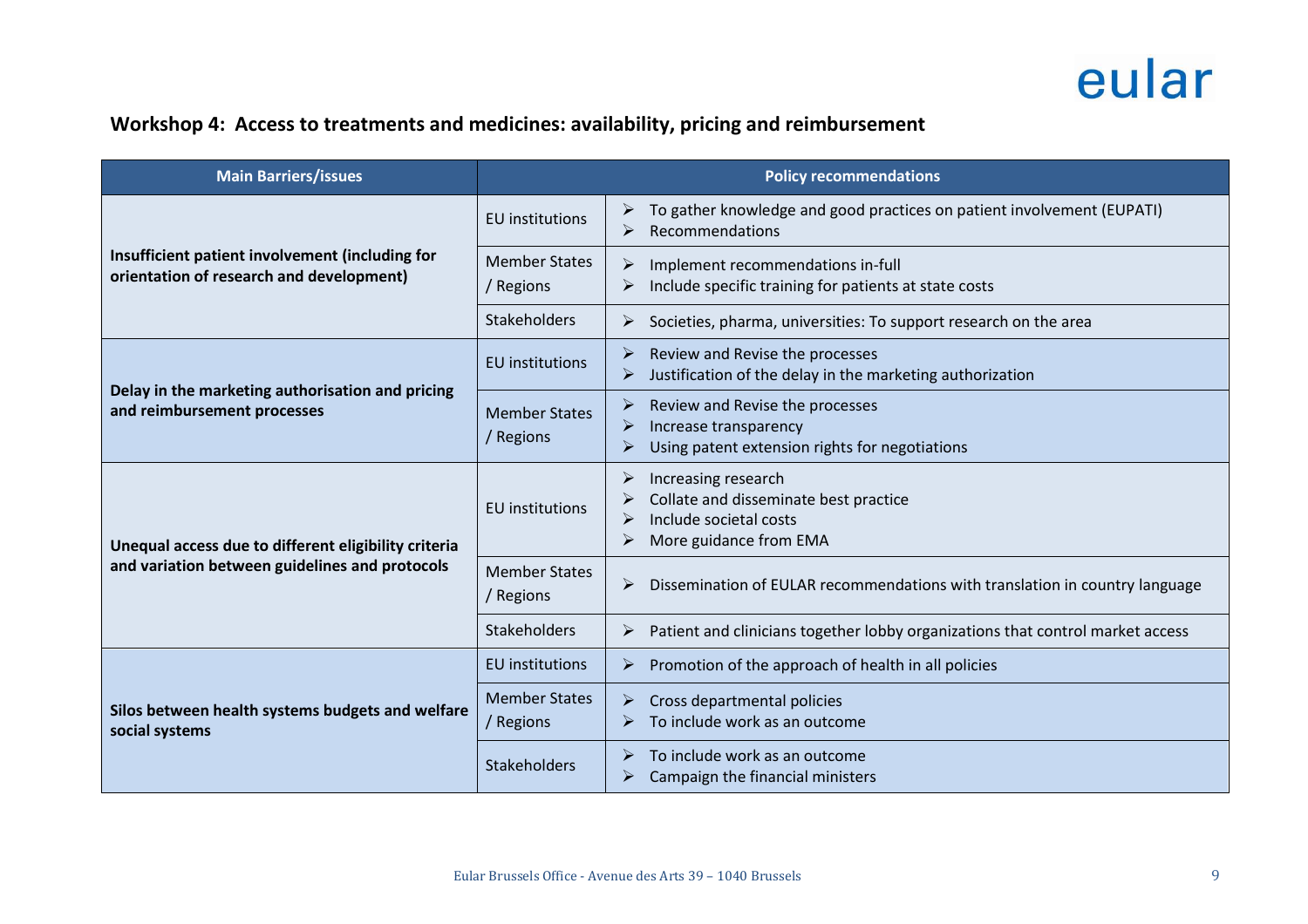### Workshop 4: Access to treatments and medicines: availability, pricing and reimbursement

| Main Barriers/issues | Policy recommendations | |
|---|---|---|
| **Insufficient patient involvement (including for orientation of research and development)** | EU institutions | ➢ To gather knowledge and good practices on patient involvement (EUPATI)<br>➢ Recommendations |
| | Member States / Regions | ➢ Implement recommendations in-full<br>➢ Include specific training for patients at state costs |
| | Stakeholders | ➢ Societies, pharma, universities: To support research on the area |
| **Delay in the marketing authorisation and pricing and reimbursement processes** | EU institutions | ➢ Review and Revise the processes<br>➢ Justification of the delay in the marketing authorization |
| | Member States / Regions | ➢ Review and Revise the processes<br>➢ Increase transparency<br>➢ Using patent extension rights for negotiations |
| **Unequal access due to different eligibility criteria and variation between guidelines and protocols** | EU institutions | ➢ Increasing research<br>➢ Collate and disseminate best practice<br>➢ Include societal costs<br>➢ More guidance from EMA |
| | Member States / Regions | ➢ Dissemination of EULAR recommendations with translation in country language |
| | Stakeholders | ➢ Patient and clinicians together lobby organizations that control market access |
| **Silos between health systems budgets and welfare social systems** | EU institutions | ➢ Promotion of the approach of health in all policies |
| | Member States / Regions | ➢ Cross departmental policies<br>➢ To include work as an outcome |
| | Stakeholders | ➢ To include work as an outcome<br>➢ Campaign the financial ministers |

Eular Brussels Office - Avenue des Arts 39 – 1040 Brussels